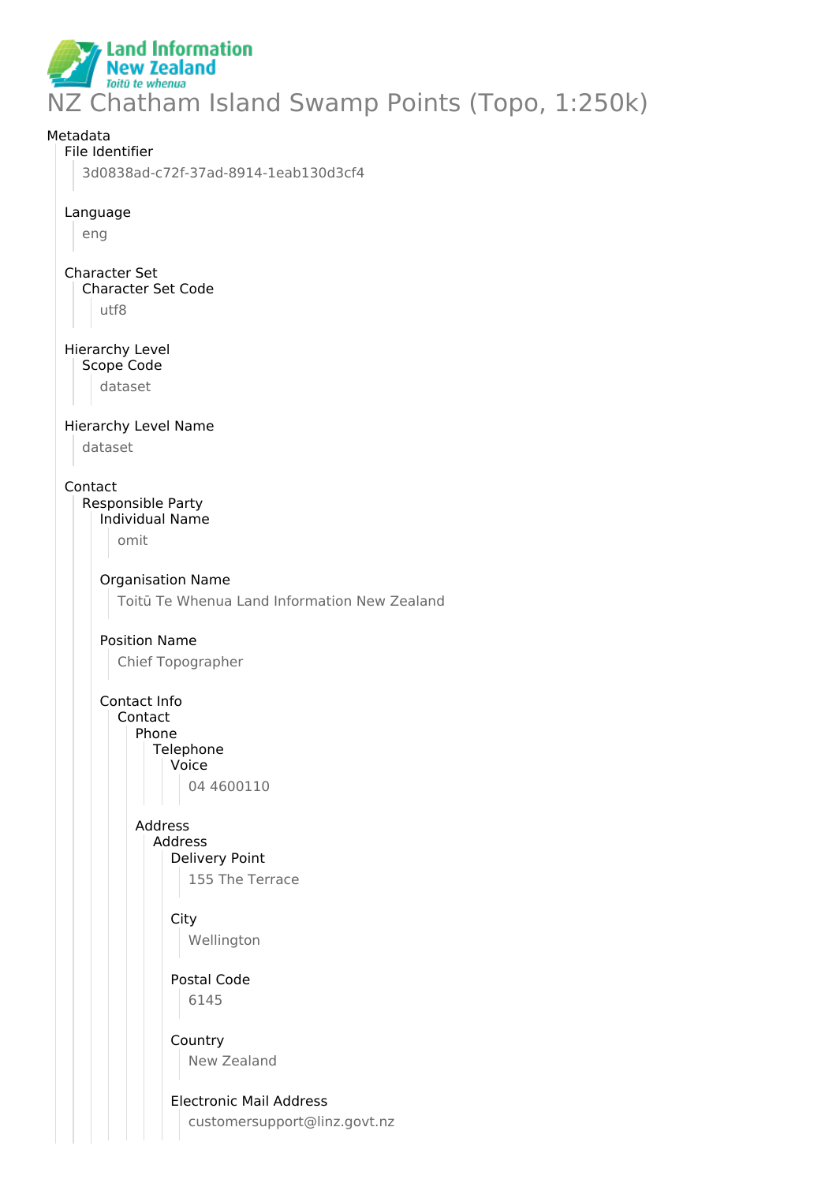# NZ Chatham Island Swamp Points (Topo, 1:250k)

Metadata

- File Identifier
  - 3d0838ad-c72f-37ad-8914-1eab130d3cf4
- Language
  - eng
- Character Set
  - Character Set Code
    - utf8
- Hierarchy Level
  - Scope Code
    - dataset
- Hierarchy Level Name
  - dataset
- Contact
  - Responsible Party
    - Individual Name
      - omit
    - Organisation Name
      - Toitū Te Whenua Land Information New Zealand
    - Position Name
      - Chief Topographer
    - Contact Info
      - Contact
        - Phone
          - Telephone
            - Voice
              - 04 4600110
        - Address
          - Address
            - Delivery Point
              - 155 The Terrace
            - City
              - Wellington
            - Postal Code
              - 6145
            - Country
              - New Zealand
            - Electronic Mail Address
              - customersupport@linz.govt.nz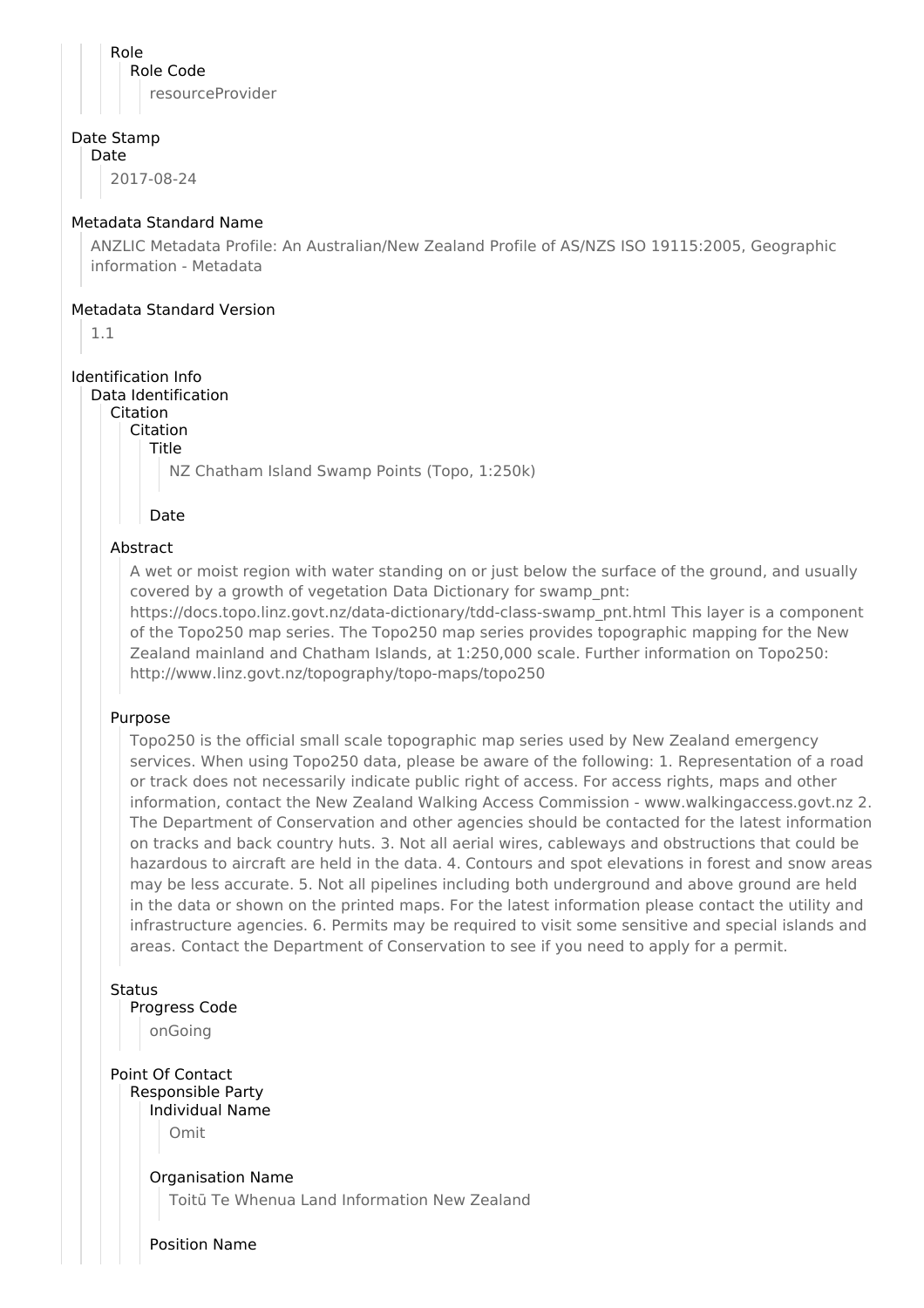Role
Role Code
resourceProvider

Date Stamp
Date
2017-08-24

Metadata Standard Name
ANZLIC Metadata Profile: An Australian/New Zealand Profile of AS/NZS ISO 19115:2005, Geographic information - Metadata

Metadata Standard Version
1.1

Identification Info
Data Identification
Citation
Citation
Title
NZ Chatham Island Swamp Points (Topo, 1:250k)

Date

Abstract
A wet or moist region with water standing on or just below the surface of the ground, and usually covered by a growth of vegetation Data Dictionary for swamp_pnt: https://docs.topo.linz.govt.nz/data-dictionary/tdd-class-swamp_pnt.html This layer is a component of the Topo250 map series. The Topo250 map series provides topographic mapping for the New Zealand mainland and Chatham Islands, at 1:250,000 scale. Further information on Topo250: http://www.linz.govt.nz/topography/topo-maps/topo250

Purpose
Topo250 is the official small scale topographic map series used by New Zealand emergency services. When using Topo250 data, please be aware of the following: 1. Representation of a road or track does not necessarily indicate public right of access. For access rights, maps and other information, contact the New Zealand Walking Access Commission - www.walkingaccess.govt.nz 2. The Department of Conservation and other agencies should be contacted for the latest information on tracks and back country huts. 3. Not all aerial wires, cableways and obstructions that could be hazardous to aircraft are held in the data. 4. Contours and spot elevations in forest and snow areas may be less accurate. 5. Not all pipelines including both underground and above ground are held in the data or shown on the printed maps. For the latest information please contact the utility and infrastructure agencies. 6. Permits may be required to visit some sensitive and special islands and areas. Contact the Department of Conservation to see if you need to apply for a permit.

Status
Progress Code
onGoing

Point Of Contact
Responsible Party
Individual Name
Omit

Organisation Name
Toitū Te Whenua Land Information New Zealand

Position Name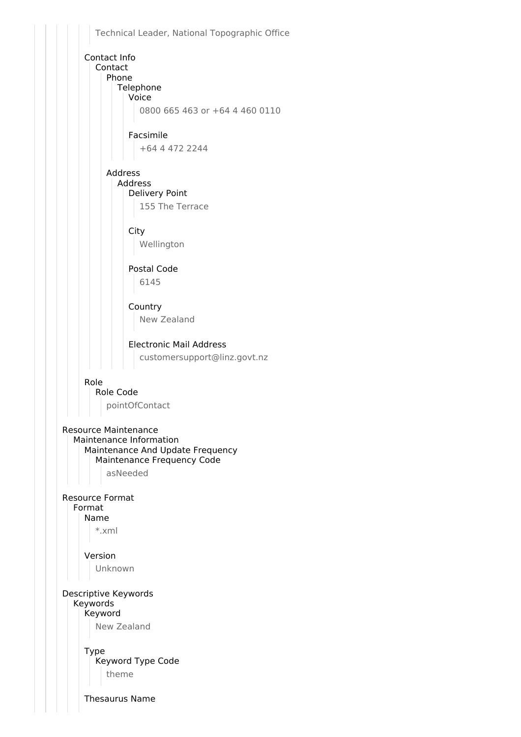Technical Leader, National Topographic Office

Contact Info
- Contact
  - Phone
    - Telephone
      - Voice
        - 0800 665 463 or +64 4 460 0110
      - Facsimile
        - +64 4 472 2244
  - Address
    - Address
      - Delivery Point
        - 155 The Terrace
      - City
        - Wellington
      - Postal Code
        - 6145
      - Country
        - New Zealand
      - Electronic Mail Address
        - customersupport@linz.govt.nz

Role
- Role Code
  - pointOfContact

Resource Maintenance
- Maintenance Information
  - Maintenance And Update Frequency
    - Maintenance Frequency Code
      - asNeeded

Resource Format
- Format
  - Name
    - *.xml
  - Version
    - Unknown

Descriptive Keywords
- Keywords
  - Keyword
    - New Zealand
  - Type
    - Keyword Type Code
      - theme
  - Thesaurus Name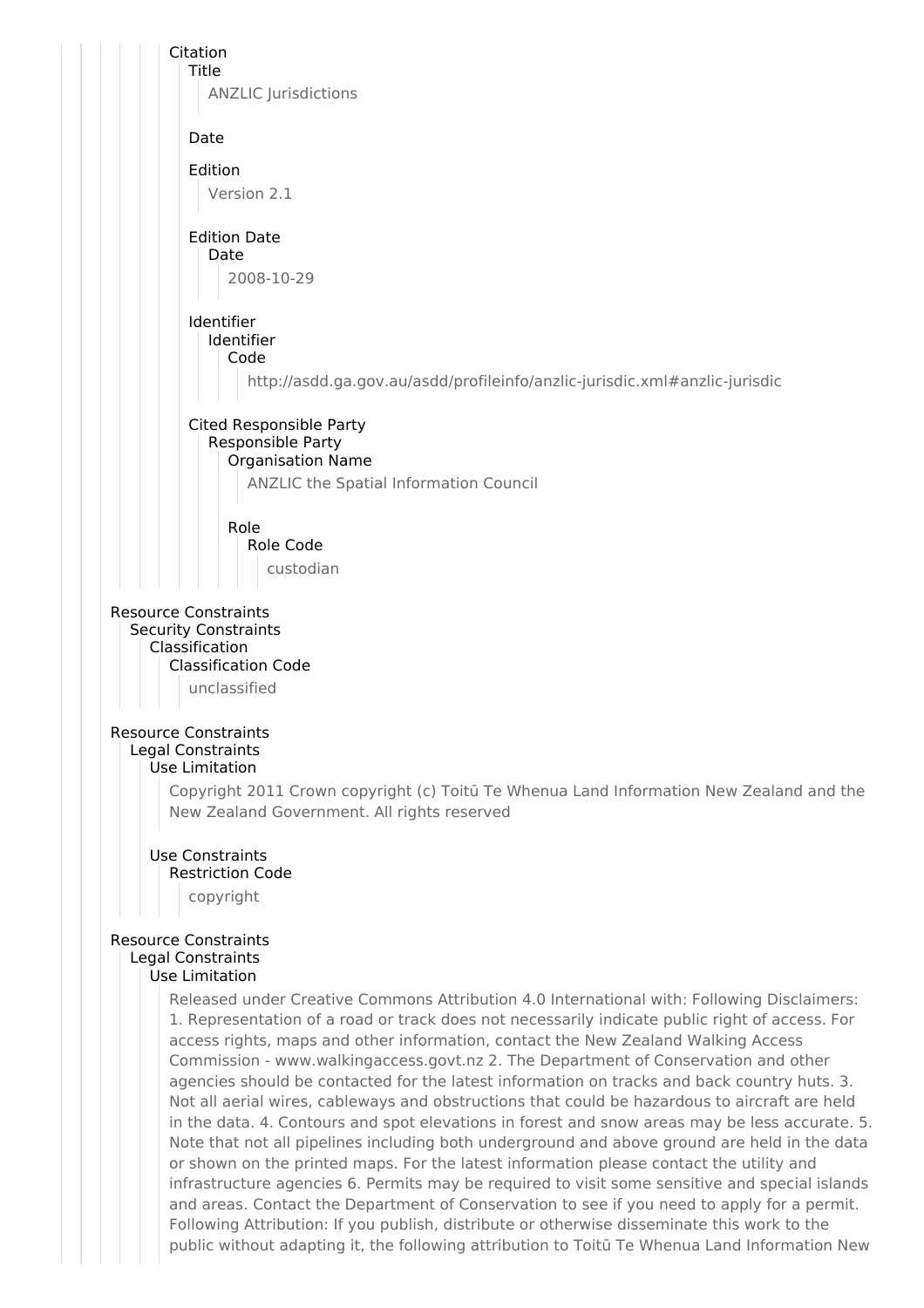Citation
- Title
  - ANZLIC Jurisdictions
- Date
- Edition
  - Version 2.1
- Edition Date
  - Date
    - 2008-10-29
- Identifier
  - Identifier
    - Code
      - http://asdd.ga.gov.au/asdd/profileinfo/anzlic-jurisdic.xml#anzlic-jurisdic
- Cited Responsible Party
  - Responsible Party
    - Organisation Name
      - ANZLIC the Spatial Information Council
    - Role
      - Role Code
        - custodian

Resource Constraints
- Security Constraints
  - Classification
    - Classification Code
      - unclassified

Resource Constraints
- Legal Constraints
  - Use Limitation
    - Copyright 2011 Crown copyright (c) Toitū Te Whenua Land Information New Zealand and the New Zealand Government. All rights reserved
  - Use Constraints
    - Restriction Code
      - copyright

Resource Constraints
- Legal Constraints
  - Use Limitation
    - Released under Creative Commons Attribution 4.0 International with: Following Disclaimers: 1. Representation of a road or track does not necessarily indicate public right of access. For access rights, maps and other information, contact the New Zealand Walking Access Commission - www.walkingaccess.govt.nz 2. The Department of Conservation and other agencies should be contacted for the latest information on tracks and back country huts. 3. Not all aerial wires, cableways and obstructions that could be hazardous to aircraft are held in the data. 4. Contours and spot elevations in forest and snow areas may be less accurate. 5. Note that not all pipelines including both underground and above ground are held in the data or shown on the printed maps. For the latest information please contact the utility and infrastructure agencies 6. Permits may be required to visit some sensitive and special islands and areas. Contact the Department of Conservation to see if you need to apply for a permit. Following Attribution: If you publish, distribute or otherwise disseminate this work to the public without adapting it, the following attribution to Toitū Te Whenua Land Information New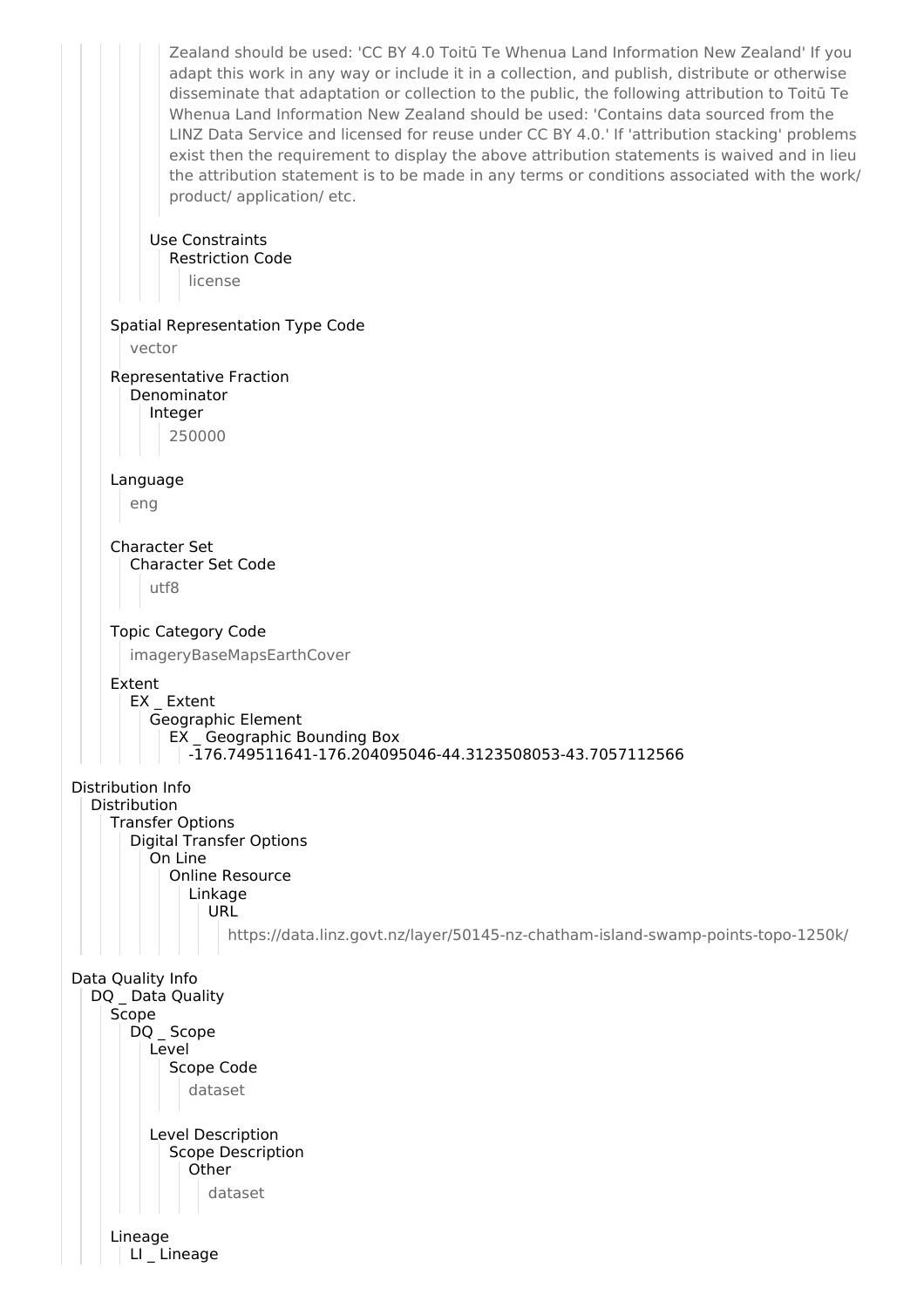Zealand should be used: 'CC BY 4.0 Toitū Te Whenua Land Information New Zealand' If you adapt this work in any way or include it in a collection, and publish, distribute or otherwise disseminate that adaptation or collection to the public, the following attribution to Toitū Te Whenua Land Information New Zealand should be used: 'Contains data sourced from the LINZ Data Service and licensed for reuse under CC BY 4.0.' If 'attribution stacking' problems exist then the requirement to display the above attribution statements is waived and in lieu the attribution statement is to be made in any terms or conditions associated with the work/ product/ application/ etc.

Use Constraints
- Restriction Code
  - license

Spatial Representation Type Code
- vector

Representative Fraction
- Denominator
  - Integer
    - 250000

Language
- eng

Character Set
- Character Set Code
  - utf8

Topic Category Code
- imageryBaseMapsEarthCover

Extent
- EX _ Extent
  - Geographic Element
    - EX _ Geographic Bounding Box
      - -176.749511641-176.204095046-44.3123508053-43.7057112566

Distribution Info
- Distribution
  - Transfer Options
    - Digital Transfer Options
      - On Line
        - Online Resource
          - Linkage
            - URL
              - https://data.linz.govt.nz/layer/50145-nz-chatham-island-swamp-points-topo-1250k/

Data Quality Info
- DQ _ Data Quality
  - Scope
    - DQ _ Scope
      - Level
        - Scope Code
          - dataset
      - Level Description
        - Scope Description
          - Other
            - dataset
  - Lineage
    - LI _ Lineage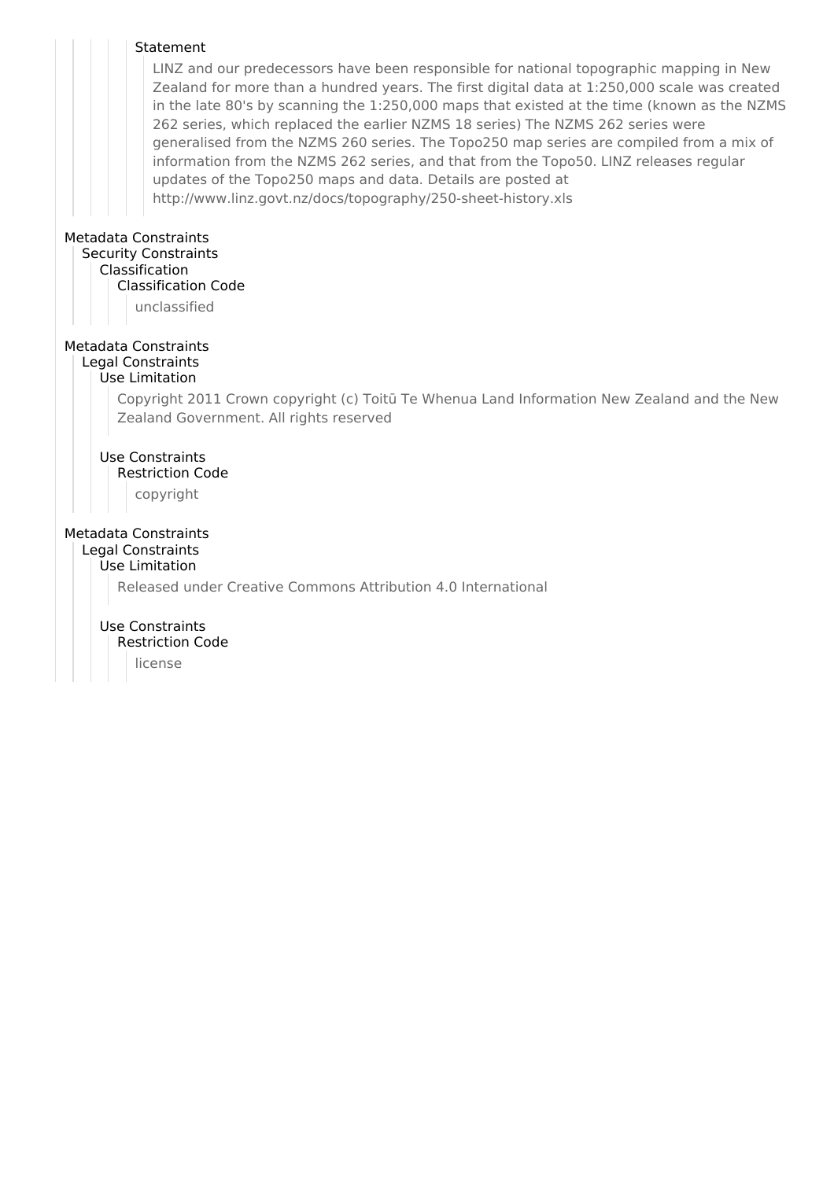Statement

LINZ and our predecessors have been responsible for national topographic mapping in New Zealand for more than a hundred years. The first digital data at 1:250,000 scale was created in the late 80's by scanning the 1:250,000 maps that existed at the time (known as the NZMS 262 series, which replaced the earlier NZMS 18 series) The NZMS 262 series were generalised from the NZMS 260 series. The Topo250 map series are compiled from a mix of information from the NZMS 262 series, and that from the Topo50. LINZ releases regular updates of the Topo250 maps and data. Details are posted at http://www.linz.govt.nz/docs/topography/250-sheet-history.xls

Metadata Constraints

Security Constraints

Classification

Classification Code

unclassified

Metadata Constraints

Legal Constraints

Use Limitation

Copyright 2011 Crown copyright (c) Toitū Te Whenua Land Information New Zealand and the New Zealand Government. All rights reserved

Use Constraints

Restriction Code

copyright

Metadata Constraints

Legal Constraints

Use Limitation

Released under Creative Commons Attribution 4.0 International

Use Constraints

Restriction Code

license